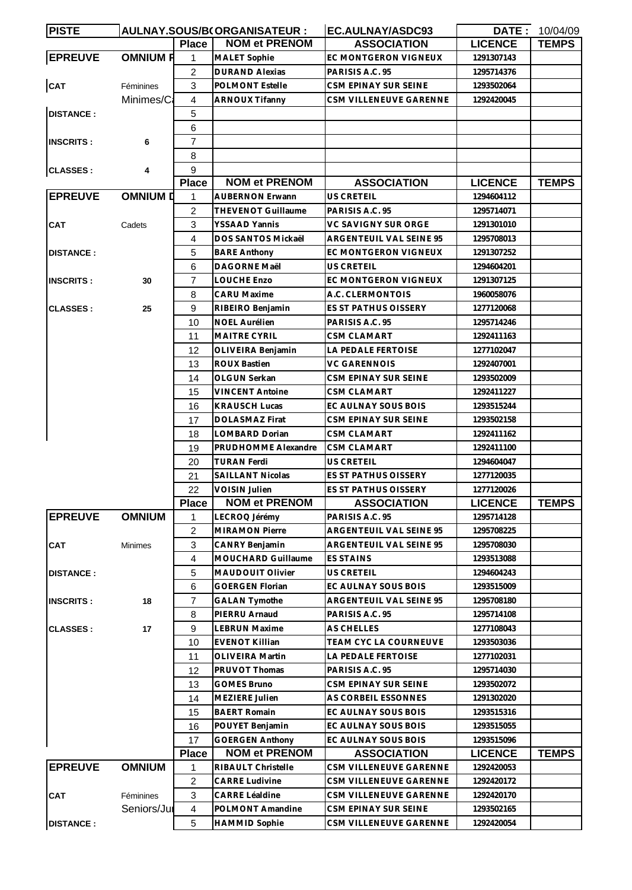| PISTE | AULNAY.SOUS/B( | ORGANISATEUR : | | EC.AULNAY/ASDC93 | DATE : | 10/04/09 |
|---|---|---|---|---|---|---|
| | | **Place** | **NOM et PRENOM** | **ASSOCIATION** | **LICENCE** | **TEMPS** |
| **EPREUVE** | **OMNIUM F** | 1 | MALET Sophie | EC MONTGERON VIGNEUX | 1291307143 | |
| | | 2 | DURAND Alexias | PARISIS A.C. 95 | 1295714376 | |
| **CAT** | Féminines | 3 | POLMONT Estelle | CSM EPINAY SUR SEINE | 1293502064 | |
| | Minimes/C | 4 | ARNOUX Tifanny | CSM VILLENEUVE GARENNE | 1292420045 | |
| **DISTANCE :** | | 5 | | | | |
| | | 6 | | | | |
| **INSCRITS :** | 6 | 7 | | | | |
| | | 8 | | | | |
| **CLASSES :** | 4 | 9 | | | | |
| | | **Place** | **NOM et PRENOM** | **ASSOCIATION** | **LICENCE** | **TEMPS** |
| **EPREUVE** | **OMNIUM D** | 1 | AUBERNON Erwann | US CRETEIL | 1294604112 | |
| | | 2 | THEVENOT Guillaume | PARISIS A.C. 95 | 1295714071 | |
| **CAT** | Cadets | 3 | YSSAAD Yannis | VC SAVIGNY SUR ORGE | 1291301010 | |
| | | 4 | DOS SANTOS Mickaël | ARGENTEUIL VAL SEINE 95 | 1295708013 | |
| **DISTANCE :** | | 5 | BARE Anthony | EC MONTGERON VIGNEUX | 1291307252 | |
| | | 6 | DAGORNE Maël | US CRETEIL | 1294604201 | |
| **INSCRITS :** | 30 | 7 | LOUCHE Enzo | EC MONTGERON VIGNEUX | 1291307125 | |
| | | 8 | CARU Maxime | A.C. CLERMONTOIS | 1960058076 | |
| **CLASSES :** | 25 | 9 | RIBEIRO Benjamin | ES ST PATHUS OISSERY | 1277120068 | |
| | | 10 | NOEL Aurélien | PARISIS A.C. 95 | 1295714246 | |
| | | 11 | MAITRE CYRIL | CSM CLAMART | 1292411163 | |
| | | 12 | OLIVEIRA Benjamin | LA PEDALE FERTOISE | 1277102047 | |
| | | 13 | ROUX Bastien | VC GARENNOIS | 1292407001 | |
| | | 14 | OLGUN Serkan | CSM EPINAY SUR SEINE | 1293502009 | |
| | | 15 | VINCENT Antoine | CSM CLAMART | 1292411227 | |
| | | 16 | KRAUSCH Lucas | EC AULNAY SOUS BOIS | 1293515244 | |
| | | 17 | DOLASMAZ Firat | CSM EPINAY SUR SEINE | 1293502158 | |
| | | 18 | LOMBARD Dorian | CSM CLAMART | 1292411162 | |
| | | 19 | PRUDHOMME Alexandre | CSM CLAMART | 1292411100 | |
| | | 20 | TURAN Ferdi | US CRETEIL | 1294604047 | |
| | | 21 | SAILLANT Nicolas | ES ST PATHUS OISSERY | 1277120035 | |
| | | 22 | VOISIN Julien | ES ST PATHUS OISSERY | 1277120026 | |
| | | **Place** | **NOM et PRENOM** | **ASSOCIATION** | **LICENCE** | **TEMPS** |
| **EPREUVE** | **OMNIUM** | 1 | LECROQ Jérémy | PARISIS A.C. 95 | 1295714128 | |
| | | 2 | MIRAMON Pierre | ARGENTEUIL VAL SEINE 95 | 1295708225 | |
| **CAT** | Minimes | 3 | CANRY Benjamin | ARGENTEUIL VAL SEINE 95 | 1295708030 | |
| | | 4 | MOUCHARD Guillaume | ES STAINS | 1293513088 | |
| **DISTANCE :** | | 5 | MAUDOUIT Olivier | US CRETEIL | 1294604243 | |
| | | 6 | GOERGEN Florian | EC AULNAY SOUS BOIS | 1293515009 | |
| **INSCRITS :** | 18 | 7 | GALAN Tymothe | ARGENTEUIL VAL SEINE 95 | 1295708180 | |
| | | 8 | PIERRU Arnaud | PARISIS A.C. 95 | 1295714108 | |
| **CLASSES :** | 17 | 9 | LEBRUN Maxime | AS CHELLES | 1277108043 | |
| | | 10 | EVENOT Killian | TEAM CYC LA COURNEUVE | 1293503036 | |
| | | 11 | OLIVEIRA Martin | LA PEDALE FERTOISE | 1277102031 | |
| | | 12 | PRUVOT Thomas | PARISIS A.C. 95 | 1295714030 | |
| | | 13 | GOMES Bruno | CSM EPINAY SUR SEINE | 1293502072 | |
| | | 14 | MEZIERE Julien | AS CORBEIL ESSONNES | 1291302020 | |
| | | 15 | BAERT Romain | EC AULNAY SOUS BOIS | 1293515316 | |
| | | 16 | POUYET Benjamin | EC AULNAY SOUS BOIS | 1293515055 | |
| | | 17 | GOERGEN Anthony | EC AULNAY SOUS BOIS | 1293515096 | |
| | | **Place** | **NOM et PRENOM** | **ASSOCIATION** | **LICENCE** | **TEMPS** |
| **EPREUVE** | **OMNIUM** | 1 | RIBAULT Christelle | CSM VILLENEUVE GARENNE | 1292420053 | |
| | | 2 | CARRE Ludivine | CSM VILLENEUVE GARENNE | 1292420172 | |
| **CAT** | Féminines | 3 | CARRE Léaldine | CSM VILLENEUVE GARENNE | 1292420170 | |
| | Seniors/Ju | 4 | POLMONT Amandine | CSM EPINAY SUR SEINE | 1293502165 | |
| **DISTANCE :** | | 5 | HAMMID Sophie | CSM VILLENEUVE GARENNE | 1292420054 | |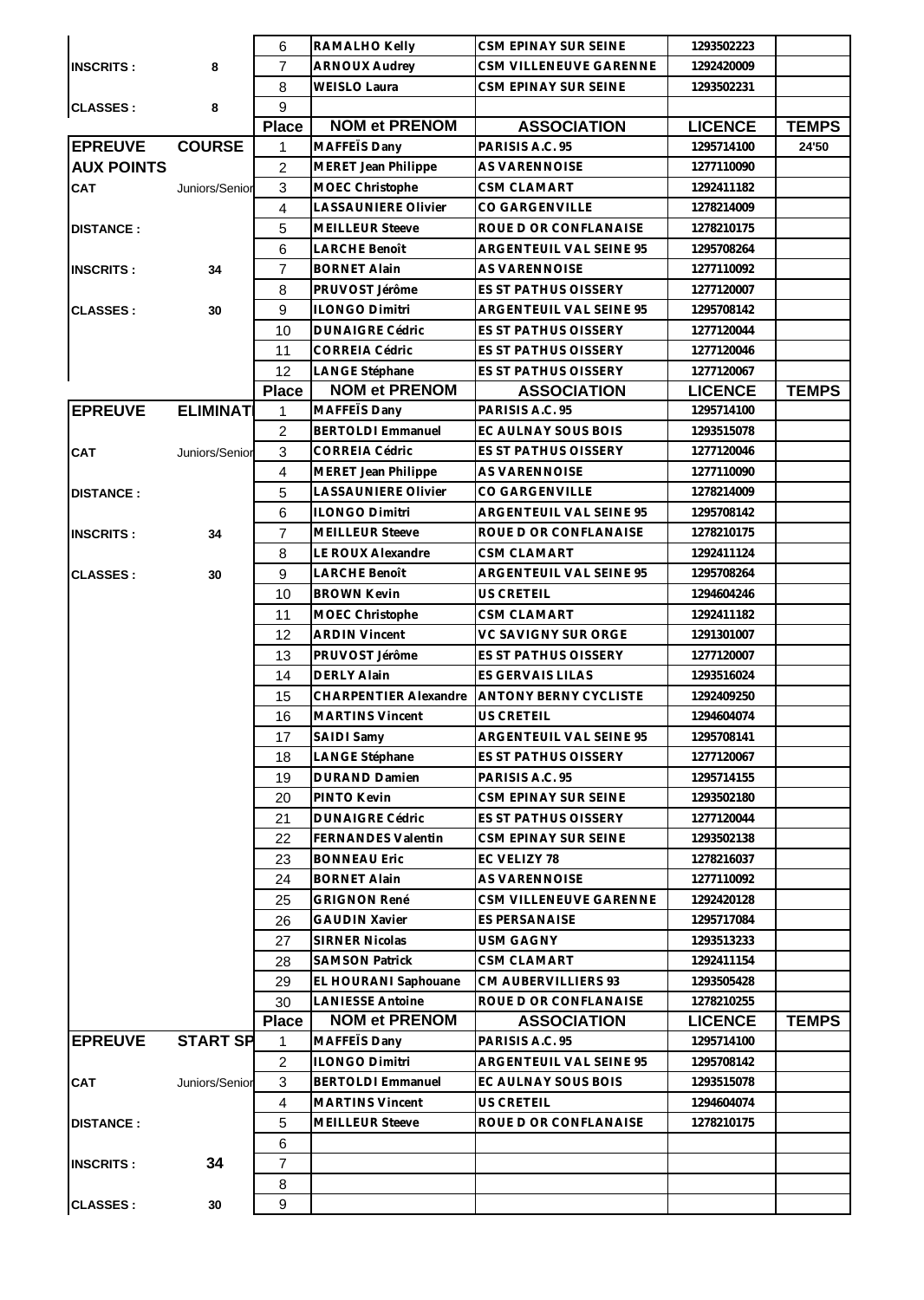| | | | | | | |
|---|---|---|---|---|---|---|
| | | 6 | RAMALHO Kelly | CSM EPINAY SUR SEINE | 1293502223 | |
| INSCRITS : | 8 | 7 | ARNOUX Audrey | CSM VILLENEUVE GARENNE | 1292420009 | |
| | | 8 | WEISLO Laura | CSM EPINAY SUR SEINE | 1293502231 | |
| CLASSES : | 8 | 9 | | | | |

| | | Place | NOM et PRENOM | ASSOCIATION | LICENCE | TEMPS |
|---|---|---|---|---|---|---|
| EPREUVE | COURSE | 1 | MAFFEÏS Dany | PARISIS A.C. 95 | 1295714100 | 24'50 |
| AUX POINTS | | 2 | MERET Jean Philippe | AS VARENNOISE | 1277110090 | |
| CAT | Juniors/Senior | 3 | MOEC Christophe | CSM CLAMART | 1292411182 | |
| | | 4 | LASSAUNIERE Olivier | CO GARGENVILLE | 1278214009 | |
| DISTANCE : | | 5 | MEILLEUR Steeve | ROUE D OR CONFLANAISE | 1278210175 | |
| | | 6 | LARCHE Benoît | ARGENTEUIL VAL SEINE 95 | 1295708264 | |
| INSCRITS : | 34 | 7 | BORNET Alain | AS VARENNOISE | 1277110092 | |
| | | 8 | PRUVOST Jérôme | ES ST PATHUS OISSERY | 1277120007 | |
| CLASSES : | 30 | 9 | ILONGO Dimitri | ARGENTEUIL VAL SEINE 95 | 1295708142 | |
| | | 10 | DUNAIGRE Cédric | ES ST PATHUS OISSERY | 1277120044 | |
| | | 11 | CORREIA Cédric | ES ST PATHUS OISSERY | 1277120046 | |
| | | 12 | LANGE Stéphane | ES ST PATHUS OISSERY | 1277120067 | |

| | | Place | NOM et PRENOM | ASSOCIATION | LICENCE | TEMPS |
|---|---|---|---|---|---|---|
| EPREUVE | ELIMINATI | 1 | MAFFEÏS Dany | PARISIS A.C. 95 | 1295714100 | |
| | | 2 | BERTOLDI Emmanuel | EC AULNAY SOUS BOIS | 1293515078 | |
| CAT | Juniors/Senior | 3 | CORREIA Cédric | ES ST PATHUS OISSERY | 1277120046 | |
| | | 4 | MERET Jean Philippe | AS VARENNOISE | 1277110090 | |
| DISTANCE : | | 5 | LASSAUNIERE Olivier | CO GARGENVILLE | 1278214009 | |
| | | 6 | ILONGO Dimitri | ARGENTEUIL VAL SEINE 95 | 1295708142 | |
| INSCRITS : | 34 | 7 | MEILLEUR Steeve | ROUE D OR CONFLANAISE | 1278210175 | |
| | | 8 | LE ROUX Alexandre | CSM CLAMART | 1292411124 | |
| CLASSES : | 30 | 9 | LARCHE Benoît | ARGENTEUIL VAL SEINE 95 | 1295708264 | |
| | | 10 | BROWN Kevin | US CRETEIL | 1294604246 | |
| | | 11 | MOEC Christophe | CSM CLAMART | 1292411182 | |
| | | 12 | ARDIN Vincent | VC SAVIGNY SUR ORGE | 1291301007 | |
| | | 13 | PRUVOST Jérôme | ES ST PATHUS OISSERY | 1277120007 | |
| | | 14 | DERLY Alain | ES GERVAIS LILAS | 1293516024 | |
| | | 15 | CHARPENTIER Alexandre | ANTONY BERNY CYCLISTE | 1292409250 | |
| | | 16 | MARTINS Vincent | US CRETEIL | 1294604074 | |
| | | 17 | SAIDI Samy | ARGENTEUIL VAL SEINE 95 | 1295708141 | |
| | | 18 | LANGE Stéphane | ES ST PATHUS OISSERY | 1277120067 | |
| | | 19 | DURAND Damien | PARISIS A.C. 95 | 1295714155 | |
| | | 20 | PINTO Kevin | CSM EPINAY SUR SEINE | 1293502180 | |
| | | 21 | DUNAIGRE Cédric | ES ST PATHUS OISSERY | 1277120044 | |
| | | 22 | FERNANDES Valentin | CSM EPINAY SUR SEINE | 1293502138 | |
| | | 23 | BONNEAU Eric | EC VELIZY 78 | 1278216037 | |
| | | 24 | BORNET Alain | AS VARENNOISE | 1277110092 | |
| | | 25 | GRIGNON René | CSM VILLENEUVE GARENNE | 1292420128 | |
| | | 26 | GAUDIN Xavier | ES PERSANAISE | 1295717084 | |
| | | 27 | SIRNER Nicolas | USM GAGNY | 1293513233 | |
| | | 28 | SAMSON Patrick | CSM CLAMART | 1292411154 | |
| | | 29 | EL HOURANI Saphouane | CM AUBERVILLIERS 93 | 1293505428 | |
| | | 30 | LANIESSE Antoine | ROUE D OR CONFLANAISE | 1278210255 | |

| | | Place | NOM et PRENOM | ASSOCIATION | LICENCE | TEMPS |
|---|---|---|---|---|---|---|
| EPREUVE | START SP | 1 | MAFFEÏS Dany | PARISIS A.C. 95 | 1295714100 | |
| | | 2 | ILONGO Dimitri | ARGENTEUIL VAL SEINE 95 | 1295708142 | |
| CAT | Juniors/Senior | 3 | BERTOLDI Emmanuel | EC AULNAY SOUS BOIS | 1293515078 | |
| | | 4 | MARTINS Vincent | US CRETEIL | 1294604074 | |
| DISTANCE : | | 5 | MEILLEUR Steeve | ROUE D OR CONFLANAISE | 1278210175 | |
| | | 6 | | | | |
| INSCRITS : | 34 | 7 | | | | |
| | | 8 | | | | |
| CLASSES : | 30 | 9 | | | | |